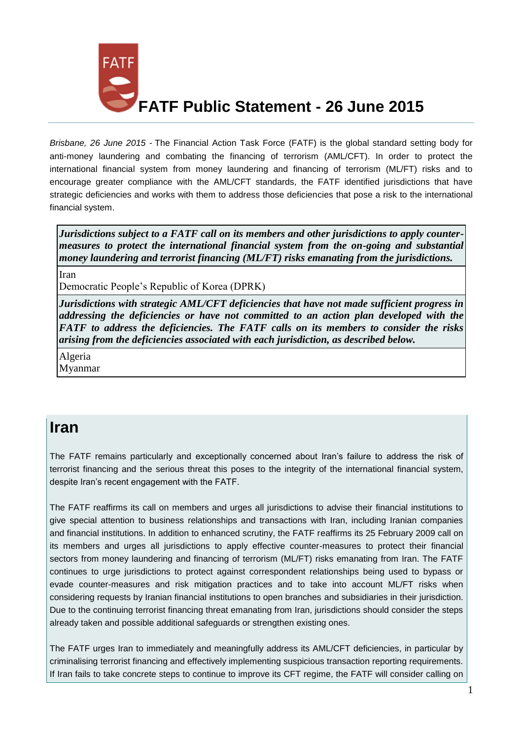# FATF Public Statement - 26 June 2015

*Brisbane, 26 June 2015* - The Financial Action Task Force (FATF) is the global standard setting body for anti-money laundering and combating the financing of terrorism (AML/CFT). In order to protect the international financial system from money laundering and financing of terrorism (ML/FT) risks and to encourage greater compliance with the AML/CFT standards, the FATF identified jurisdictions that have strategic deficiencies and works with them to address those deficiencies that pose a risk to the international financial system.

| ***Jurisdictions subject to a FATF call on its members and other jurisdictions to apply counter-measures to protect the international financial system from the on-going and substantial money laundering and terrorist financing (ML/FT) risks emanating from the jurisdictions.*** |
|---|
| Iran<br>Democratic People's Republic of Korea (DPRK) |
| ***Jurisdictions with strategic AML/CFT deficiencies that have not made sufficient progress in addressing the deficiencies or have not committed to an action plan developed with the FATF to address the deficiencies. The FATF calls on its members to consider the risks arising from the deficiencies associated with each jurisdiction, as described below.*** |
| Algeria<br>Myanmar |

## Iran

The FATF remains particularly and exceptionally concerned about Iran's failure to address the risk of terrorist financing and the serious threat this poses to the integrity of the international financial system, despite Iran's recent engagement with the FATF.

The FATF reaffirms its call on members and urges all jurisdictions to advise their financial institutions to give special attention to business relationships and transactions with Iran, including Iranian companies and financial institutions. In addition to enhanced scrutiny, the FATF reaffirms its 25 February 2009 call on its members and urges all jurisdictions to apply effective counter-measures to protect their financial sectors from money laundering and financing of terrorism (ML/FT) risks emanating from Iran. The FATF continues to urge jurisdictions to protect against correspondent relationships being used to bypass or evade counter-measures and risk mitigation practices and to take into account ML/FT risks when considering requests by Iranian financial institutions to open branches and subsidiaries in their jurisdiction. Due to the continuing terrorist financing threat emanating from Iran, jurisdictions should consider the steps already taken and possible additional safeguards or strengthen existing ones.

The FATF urges Iran to immediately and meaningfully address its AML/CFT deficiencies, in particular by criminalising terrorist financing and effectively implementing suspicious transaction reporting requirements. If Iran fails to take concrete steps to continue to improve its CFT regime, the FATF will consider calling on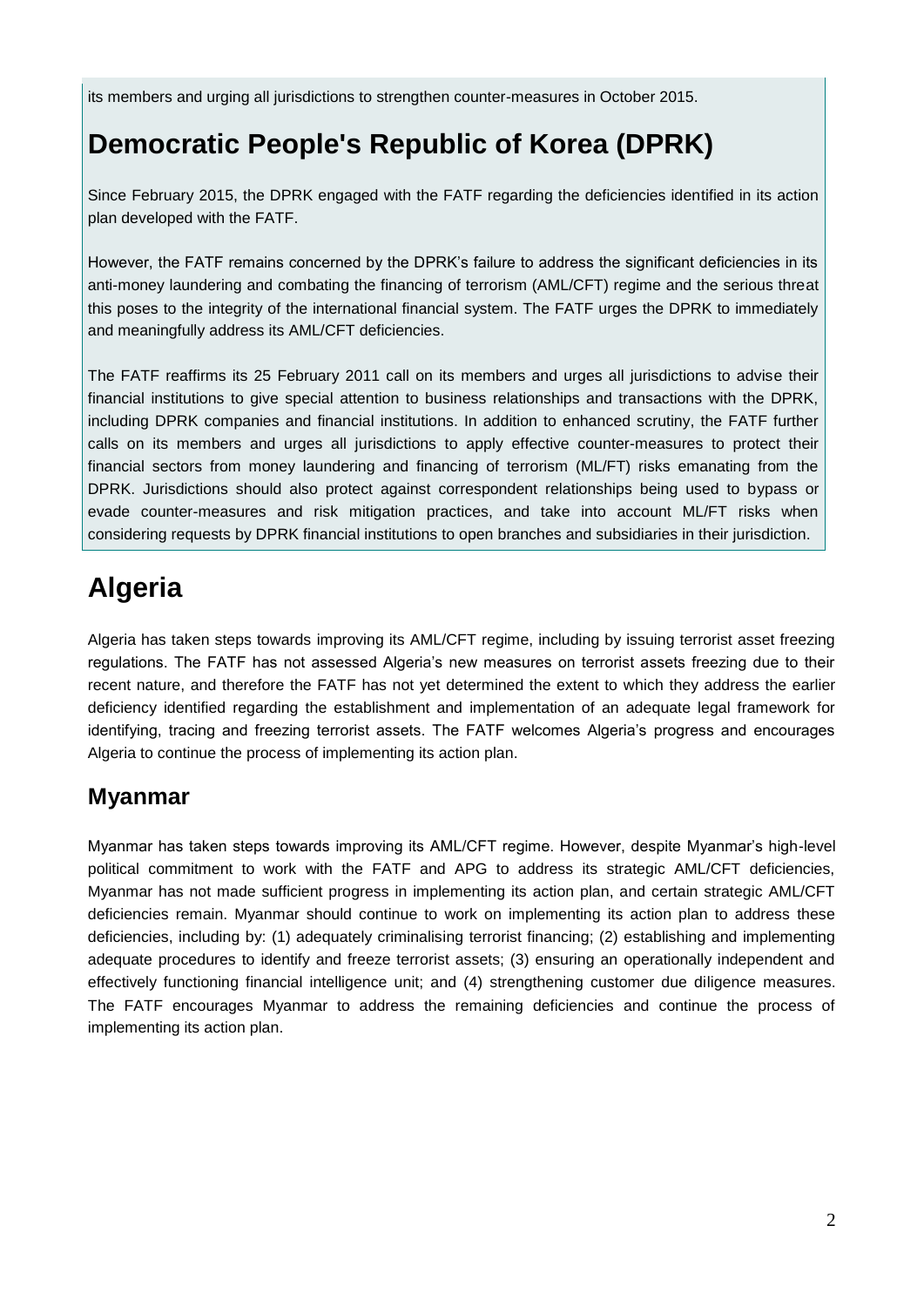its members and urging all jurisdictions to strengthen counter-measures in October 2015.

# Democratic People's Republic of Korea (DPRK)

Since February 2015, the DPRK engaged with the FATF regarding the deficiencies identified in its action plan developed with the FATF.

However, the FATF remains concerned by the DPRK's failure to address the significant deficiencies in its anti-money laundering and combating the financing of terrorism (AML/CFT) regime and the serious threat this poses to the integrity of the international financial system. The FATF urges the DPRK to immediately and meaningfully address its AML/CFT deficiencies.

The FATF reaffirms its 25 February 2011 call on its members and urges all jurisdictions to advise their financial institutions to give special attention to business relationships and transactions with the DPRK, including DPRK companies and financial institutions. In addition to enhanced scrutiny, the FATF further calls on its members and urges all jurisdictions to apply effective counter-measures to protect their financial sectors from money laundering and financing of terrorism (ML/FT) risks emanating from the DPRK. Jurisdictions should also protect against correspondent relationships being used to bypass or evade counter-measures and risk mitigation practices, and take into account ML/FT risks when considering requests by DPRK financial institutions to open branches and subsidiaries in their jurisdiction.

# Algeria

Algeria has taken steps towards improving its AML/CFT regime, including by issuing terrorist asset freezing regulations. The FATF has not assessed Algeria's new measures on terrorist assets freezing due to their recent nature, and therefore the FATF has not yet determined the extent to which they address the earlier deficiency identified regarding the establishment and implementation of an adequate legal framework for identifying, tracing and freezing terrorist assets. The FATF welcomes Algeria's progress and encourages Algeria to continue the process of implementing its action plan.

## Myanmar

Myanmar has taken steps towards improving its AML/CFT regime. However, despite Myanmar's high-level political commitment to work with the FATF and APG to address its strategic AML/CFT deficiencies, Myanmar has not made sufficient progress in implementing its action plan, and certain strategic AML/CFT deficiencies remain. Myanmar should continue to work on implementing its action plan to address these deficiencies, including by: (1) adequately criminalising terrorist financing; (2) establishing and implementing adequate procedures to identify and freeze terrorist assets; (3) ensuring an operationally independent and effectively functioning financial intelligence unit; and (4) strengthening customer due diligence measures. The FATF encourages Myanmar to address the remaining deficiencies and continue the process of implementing its action plan.